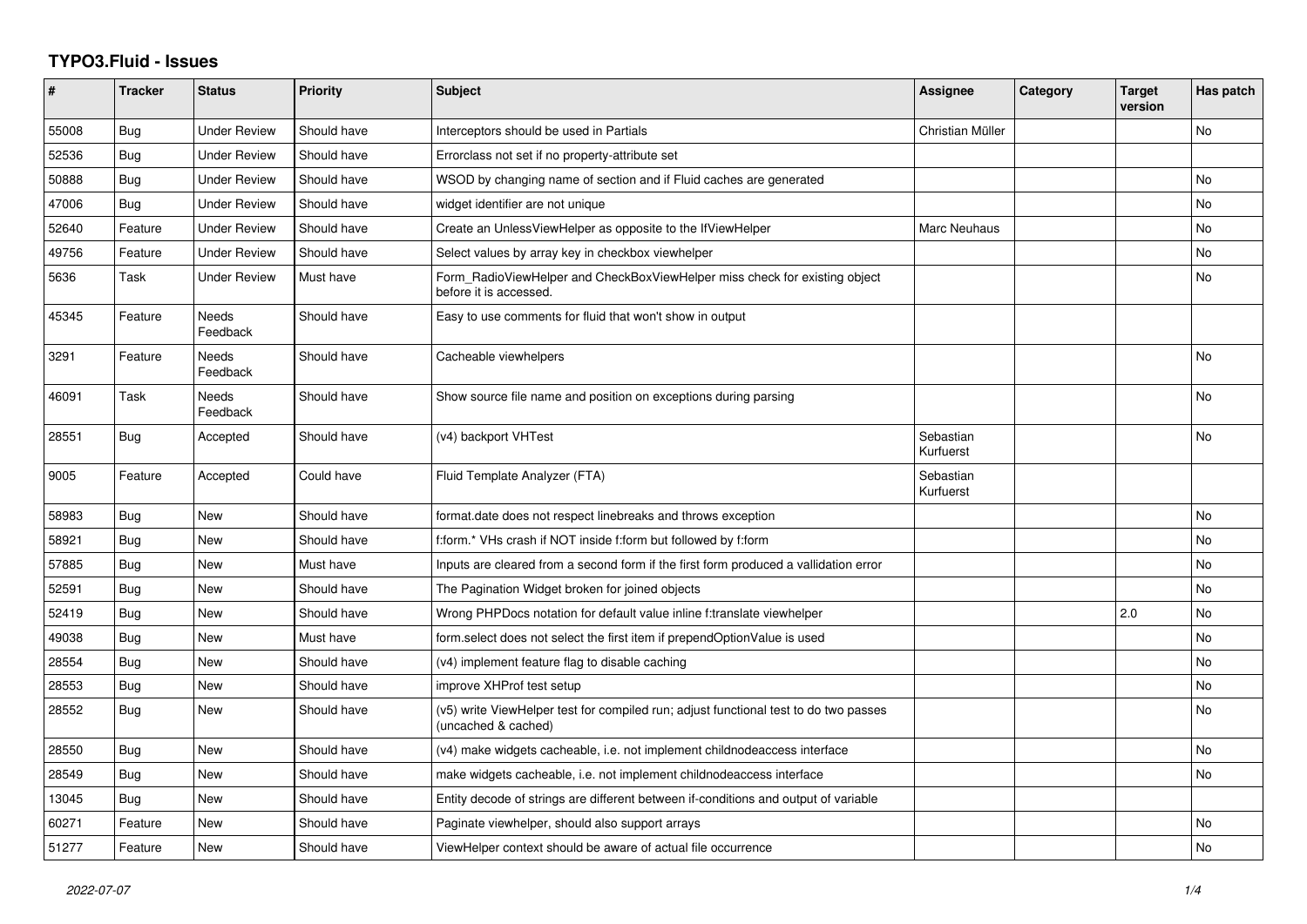# TYPO3.Fluid - Issues

| # | Tracker | Status | Priority | Subject | Assignee | Category | Target version | Has patch |
|---|---|---|---|---|---|---|---|---|
| 55008 | Bug | Under Review | Should have | Interceptors should be used in Partials | Christian Müller | | | No |
| 52536 | Bug | Under Review | Should have | Errorclass not set if no property-attribute set | | | | |
| 50888 | Bug | Under Review | Should have | WSOD by changing name of section and if Fluid caches are generated | | | | No |
| 47006 | Bug | Under Review | Should have | widget identifier are not unique | | | | No |
| 52640 | Feature | Under Review | Should have | Create an UnlessViewHelper as opposite to the IfViewHelper | Marc Neuhaus | | | No |
| 49756 | Feature | Under Review | Should have | Select values by array key in checkbox viewhelper | | | | No |
| 5636 | Task | Under Review | Must have | Form_RadioViewHelper and CheckBoxViewHelper miss check for existing object before it is accessed. | | | | No |
| 45345 | Feature | Needs Feedback | Should have | Easy to use comments for fluid that won't show in output | | | | |
| 3291 | Feature | Needs Feedback | Should have | Cacheable viewhelpers | | | | No |
| 46091 | Task | Needs Feedback | Should have | Show source file name and position on exceptions during parsing | | | | No |
| 28551 | Bug | Accepted | Should have | (v4) backport VHTest | Sebastian Kurfuerst | | | No |
| 9005 | Feature | Accepted | Could have | Fluid Template Analyzer (FTA) | Sebastian Kurfuerst | | | |
| 58983 | Bug | New | Should have | format.date does not respect linebreaks and throws exception | | | | No |
| 58921 | Bug | New | Should have | f:form.* VHs crash if NOT inside f:form but followed by f:form | | | | No |
| 57885 | Bug | New | Must have | Inputs are cleared from a second form if the first form produced a vallidation error | | | | No |
| 52591 | Bug | New | Should have | The Pagination Widget broken for joined objects | | | | No |
| 52419 | Bug | New | Should have | Wrong PHPDocs notation for default value inline f:translate viewhelper | | | 2.0 | No |
| 49038 | Bug | New | Must have | form.select does not select the first item if prependOptionValue is used | | | | No |
| 28554 | Bug | New | Should have | (v4) implement feature flag to disable caching | | | | No |
| 28553 | Bug | New | Should have | improve XHProf test setup | | | | No |
| 28552 | Bug | New | Should have | (v5) write ViewHelper test for compiled run; adjust functional test to do two passes (uncached & cached) | | | | No |
| 28550 | Bug | New | Should have | (v4) make widgets cacheable, i.e. not implement childnodeaccess interface | | | | No |
| 28549 | Bug | New | Should have | make widgets cacheable, i.e. not implement childnodeaccess interface | | | | No |
| 13045 | Bug | New | Should have | Entity decode of strings are different between if-conditions and output of variable | | | | |
| 60271 | Feature | New | Should have | Paginate viewhelper, should also support arrays | | | | No |
| 51277 | Feature | New | Should have | ViewHelper context should be aware of actual file occurrence | | | | No |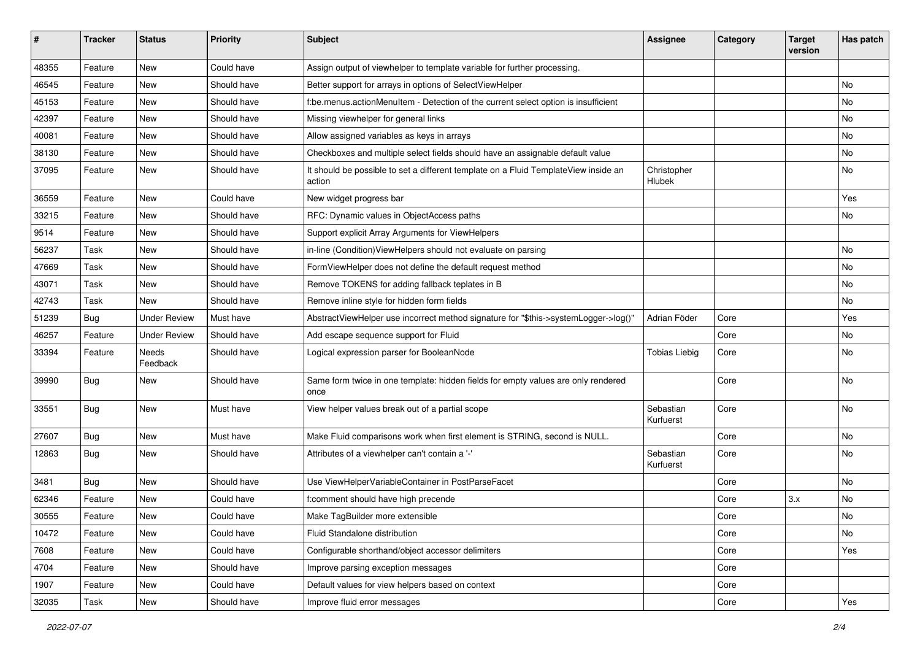| # | Tracker | Status | Priority | Subject | Assignee | Category | Target version | Has patch |
|---|---|---|---|---|---|---|---|---|
| 48355 | Feature | New | Could have | Assign output of viewhelper to template variable for further processing. | | | | |
| 46545 | Feature | New | Should have | Better support for arrays in options of SelectViewHelper | | | | No |
| 45153 | Feature | New | Should have | f:be.menus.actionMenuItem - Detection of the current select option is insufficient | | | | No |
| 42397 | Feature | New | Should have | Missing viewhelper for general links | | | | No |
| 40081 | Feature | New | Should have | Allow assigned variables as keys in arrays | | | | No |
| 38130 | Feature | New | Should have | Checkboxes and multiple select fields should have an assignable default value | | | | No |
| 37095 | Feature | New | Should have | It should be possible to set a different template on a Fluid TemplateView inside an action | Christopher Hlubek | | | No |
| 36559 | Feature | New | Could have | New widget progress bar | | | | Yes |
| 33215 | Feature | New | Should have | RFC: Dynamic values in ObjectAccess paths | | | | No |
| 9514 | Feature | New | Should have | Support explicit Array Arguments for ViewHelpers | | | | |
| 56237 | Task | New | Should have | in-line (Condition)ViewHelpers should not evaluate on parsing | | | | No |
| 47669 | Task | New | Should have | FormViewHelper does not define the default request method | | | | No |
| 43071 | Task | New | Should have | Remove TOKENS for adding fallback teplates in B | | | | No |
| 42743 | Task | New | Should have | Remove inline style for hidden form fields | | | | No |
| 51239 | Bug | Under Review | Must have | AbstractViewHelper use incorrect method signature for "$this->systemLogger->log()" | Adrian Föder | Core | | Yes |
| 46257 | Feature | Under Review | Should have | Add escape sequence support for Fluid | | Core | | No |
| 33394 | Feature | Needs Feedback | Should have | Logical expression parser for BooleanNode | Tobias Liebig | Core | | No |
| 39990 | Bug | New | Should have | Same form twice in one template: hidden fields for empty values are only rendered once | | Core | | No |
| 33551 | Bug | New | Must have | View helper values break out of a partial scope | Sebastian Kurfuerst | Core | | No |
| 27607 | Bug | New | Must have | Make Fluid comparisons work when first element is STRING, second is NULL. | | Core | | No |
| 12863 | Bug | New | Should have | Attributes of a viewhelper can't contain a '-' | Sebastian Kurfuerst | Core | | No |
| 3481 | Bug | New | Should have | Use ViewHelperVariableContainer in PostParseFacet | | Core | | No |
| 62346 | Feature | New | Could have | f:comment should have high precende | | Core | 3.x | No |
| 30555 | Feature | New | Could have | Make TagBuilder more extensible | | Core | | No |
| 10472 | Feature | New | Could have | Fluid Standalone distribution | | Core | | No |
| 7608 | Feature | New | Could have | Configurable shorthand/object accessor delimiters | | Core | | Yes |
| 4704 | Feature | New | Should have | Improve parsing exception messages | | Core | | |
| 1907 | Feature | New | Could have | Default values for view helpers based on context | | Core | | |
| 32035 | Task | New | Should have | Improve fluid error messages | | Core | | Yes |

*2022-07-07*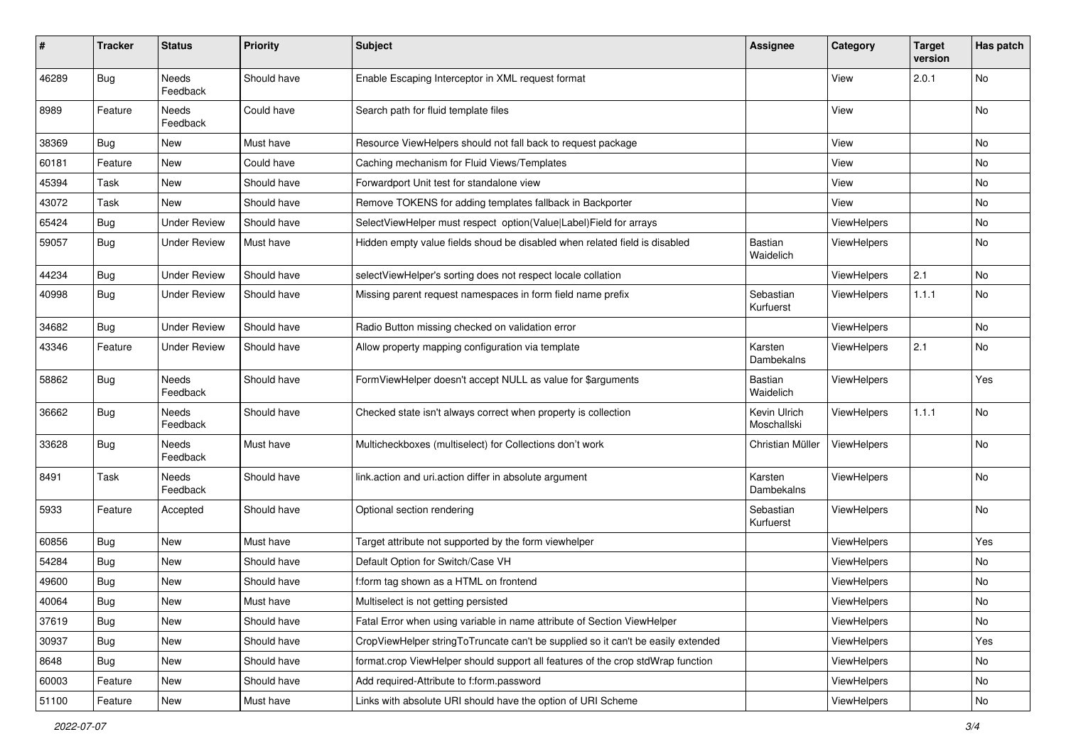| # | Tracker | Status | Priority | Subject | Assignee | Category | Target version | Has patch |
|---|---|---|---|---|---|---|---|---|
| 46289 | Bug | Needs Feedback | Should have | Enable Escaping Interceptor in XML request format | | View | 2.0.1 | No |
| 8989 | Feature | Needs Feedback | Could have | Search path for fluid template files | | View | | No |
| 38369 | Bug | New | Must have | Resource ViewHelpers should not fall back to request package | | View | | No |
| 60181 | Feature | New | Could have | Caching mechanism for Fluid Views/Templates | | View | | No |
| 45394 | Task | New | Should have | Forwardport Unit test for standalone view | | View | | No |
| 43072 | Task | New | Should have | Remove TOKENS for adding templates fallback in Backporter | | View | | No |
| 65424 | Bug | Under Review | Should have | SelectViewHelper must respect option(Value\|Label)Field for arrays | | ViewHelpers | | No |
| 59057 | Bug | Under Review | Must have | Hidden empty value fields shoud be disabled when related field is disabled | Bastian Waidelich | ViewHelpers | | No |
| 44234 | Bug | Under Review | Should have | selectViewHelper's sorting does not respect locale collation | | ViewHelpers | 2.1 | No |
| 40998 | Bug | Under Review | Should have | Missing parent request namespaces in form field name prefix | Sebastian Kurfuerst | ViewHelpers | 1.1.1 | No |
| 34682 | Bug | Under Review | Should have | Radio Button missing checked on validation error | | ViewHelpers | | No |
| 43346 | Feature | Under Review | Should have | Allow property mapping configuration via template | Karsten Dambekalns | ViewHelpers | 2.1 | No |
| 58862 | Bug | Needs Feedback | Should have | FormViewHelper doesn't accept NULL as value for $arguments | Bastian Waidelich | ViewHelpers | | Yes |
| 36662 | Bug | Needs Feedback | Should have | Checked state isn't always correct when property is collection | Kevin Ulrich Moschallski | ViewHelpers | 1.1.1 | No |
| 33628 | Bug | Needs Feedback | Must have | Multicheckboxes (multiselect) for Collections don't work | Christian Müller | ViewHelpers | | No |
| 8491 | Task | Needs Feedback | Should have | link.action and uri.action differ in absolute argument | Karsten Dambekalns | ViewHelpers | | No |
| 5933 | Feature | Accepted | Should have | Optional section rendering | Sebastian Kurfuerst | ViewHelpers | | No |
| 60856 | Bug | New | Must have | Target attribute not supported by the form viewhelper | | ViewHelpers | | Yes |
| 54284 | Bug | New | Should have | Default Option for Switch/Case VH | | ViewHelpers | | No |
| 49600 | Bug | New | Should have | f:form tag shown as a HTML on frontend | | ViewHelpers | | No |
| 40064 | Bug | New | Must have | Multiselect is not getting persisted | | ViewHelpers | | No |
| 37619 | Bug | New | Should have | Fatal Error when using variable in name attribute of Section ViewHelper | | ViewHelpers | | No |
| 30937 | Bug | New | Should have | CropViewHelper stringToTruncate can't be supplied so it can't be easily extended | | ViewHelpers | | Yes |
| 8648 | Bug | New | Should have | format.crop ViewHelper should support all features of the crop stdWrap function | | ViewHelpers | | No |
| 60003 | Feature | New | Should have | Add required-Attribute to f:form.password | | ViewHelpers | | No |
| 51100 | Feature | New | Must have | Links with absolute URI should have the option of URI Scheme | | ViewHelpers | | No |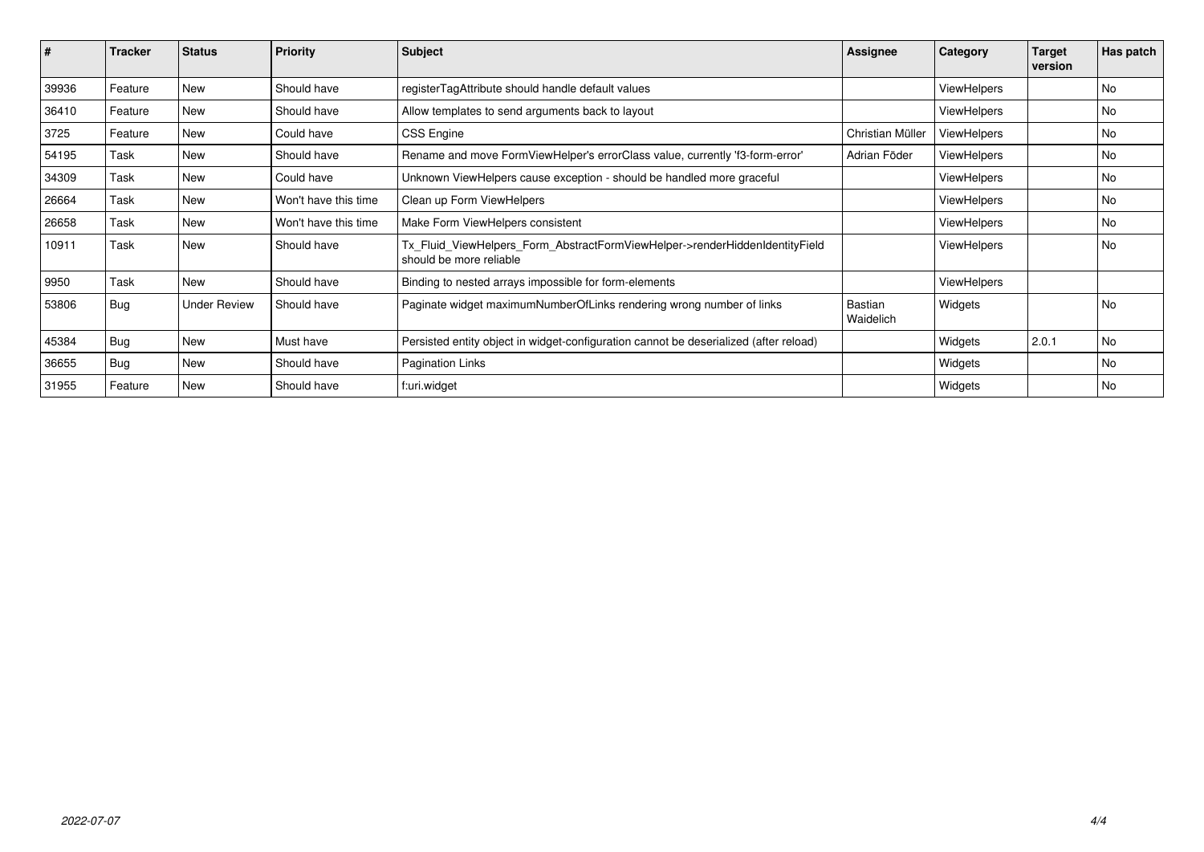| # | Tracker | Status | Priority | Subject | Assignee | Category | Target version | Has patch |
|---|---|---|---|---|---|---|---|---|
| 39936 | Feature | New | Should have | registerTagAttribute should handle default values | | ViewHelpers | | No |
| 36410 | Feature | New | Should have | Allow templates to send arguments back to layout | | ViewHelpers | | No |
| 3725 | Feature | New | Could have | CSS Engine | Christian Müller | ViewHelpers | | No |
| 54195 | Task | New | Should have | Rename and move FormViewHelper's errorClass value, currently 'f3-form-error' | Adrian Föder | ViewHelpers | | No |
| 34309 | Task | New | Could have | Unknown ViewHelpers cause exception - should be handled more graceful | | ViewHelpers | | No |
| 26664 | Task | New | Won't have this time | Clean up Form ViewHelpers | | ViewHelpers | | No |
| 26658 | Task | New | Won't have this time | Make Form ViewHelpers consistent | | ViewHelpers | | No |
| 10911 | Task | New | Should have | Tx_Fluid_ViewHelpers_Form_AbstractFormViewHelper->renderHiddenIdentityField should be more reliable | | ViewHelpers | | No |
| 9950 | Task | New | Should have | Binding to nested arrays impossible for form-elements | | ViewHelpers | | |
| 53806 | Bug | Under Review | Should have | Paginate widget maximumNumberOfLinks rendering wrong number of links | Bastian Waidelich | Widgets | | No |
| 45384 | Bug | New | Must have | Persisted entity object in widget-configuration cannot be deserialized (after reload) | | Widgets | 2.0.1 | No |
| 36655 | Bug | New | Should have | Pagination Links | | Widgets | | No |
| 31955 | Feature | New | Should have | f:uri.widget | | Widgets | | No |

*2022-07-07*